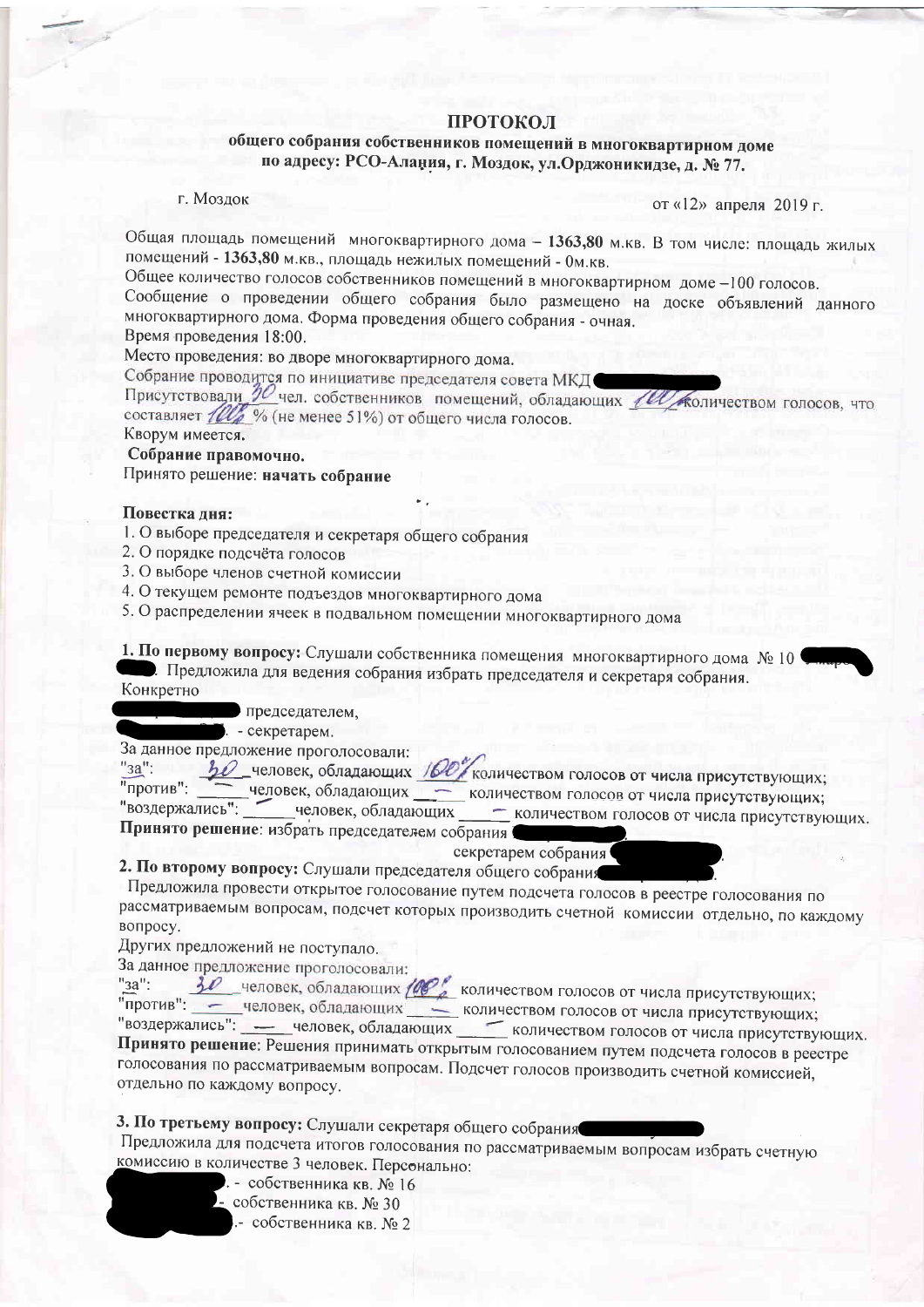## ПРОТОКОЛ

**общего собрания собственников помещений в многоквартирном доме по адресу: РСО-Алания, г. Моздок, ул.Орджоникидзе, д. № 77.**

г. Моздок от «12» апреля 2019 г.

Общая площадь помещений многоквартирного дома – **1363,80** м.кв. В том числе: площадь жилых помещений - **1363,80** м.кв., площадь нежилых помещений - 0м.кв.

Общее количество голосов собственников помещений в многоквартирном доме –100 голосов.

Сообщение о проведении общего собрания было размещено на доске объявлений данного многоквартирного дома. Форма проведения общего собрания - очная.

Время проведения 18:00.

Место проведения: во дворе многоквартирного дома.

Собрание проводится по инициативе председателя совета МКД

Присутствовали 30 чел. собственников помещений, обладающих 100% количеством голосов, что составляет 100% % (не менее 51%) от общего числа голосов.

Кворум имеется.

**Собрание правомочно.**

Принято решение: **начать собрание**

**Повестка дня:**

1. О выборе председателя и секретаря общего собрания
2. О порядке подсчёта голосов
3. О выборе членов счетной комиссии
4. О текущем ремонте подъездов многоквартирного дома
5. О распределении ячеек в подвальном помещении многоквартирного дома

**1. По первому вопросу:** Слушали собственника помещения многоквартирного дома № 10 . Предложила для ведения собрания избрать председателя и секретаря собрания.

Конкретно

председателем,

. - секретарем.

За данное предложение проголосовали:

"за": 30 человек, обладающих 100% количеством голосов от числа присутствующих;

"против": — человек, обладающих — количеством голосов от числа присутствующих;

"воздержались": — человек, обладающих — количеством голосов от числа присутствующих.

**Принято решение**: избрать председателем собрания

секретарем собрания .

**2. По второму вопросу:** Слушали председателя общего собрания .

Предложила провести открытое голосование путем подсчета голосов в реестре голосования по рассматриваемым вопросам, подсчет которых производить счетной комиссии отдельно, по каждому вопросу.

Других предложений не поступало.

За данное предложение проголосовали:

"за": 30 человек, обладающих 100% количеством голосов от числа присутствующих;

"против": — человек, обладающих — количеством голосов от числа присутствующих;

"воздержались": — человек, обладающих — количеством голосов от числа присутствующих.

**Принято решение**: Решения принимать открытым голосованием путем подсчета голосов в реестре голосования по рассматриваемым вопросам. Подсчет голосов производить счетной комиссией, отдельно по каждому вопросу.

**3. По третьему вопросу:** Слушали секретаря общего собрания

Предложила для подсчета итогов голосования по рассматриваемым вопросам избрать счетную комиссию в количестве 3 человек. Персонально:

. - собственника кв. № 16

- собственника кв. № 30

.- собственника кв. № 2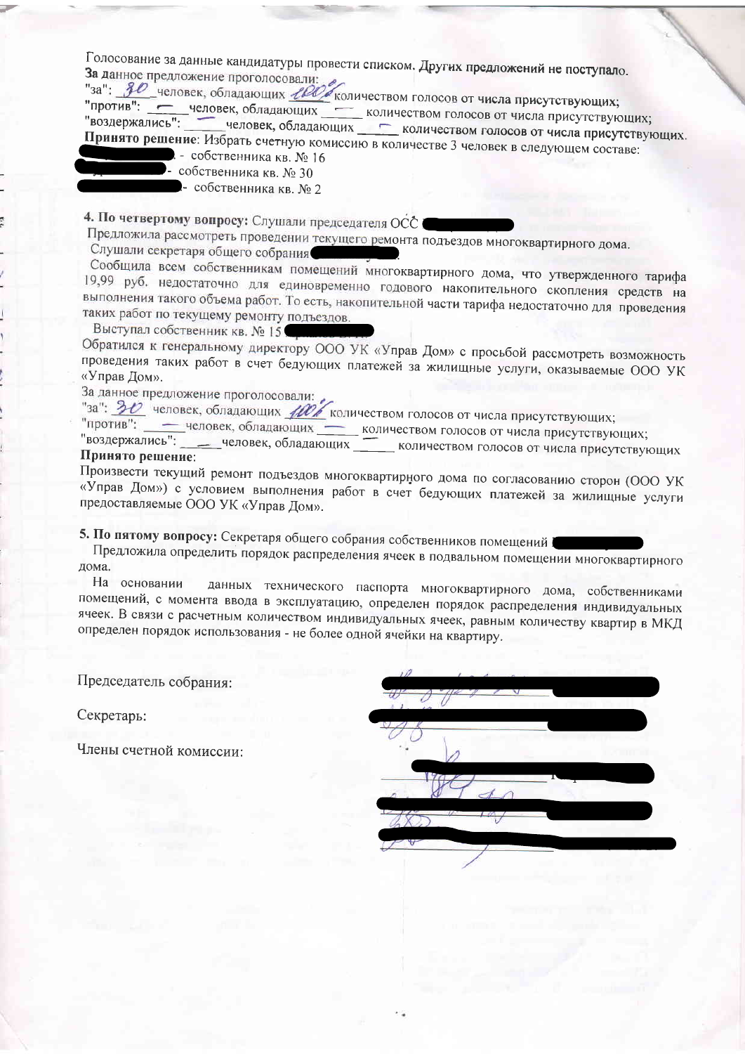Голосование за данные кандидатуры провести списком. Других предложений не поступало.

**За данное предложение проголосовали:**

"за": 30 человек, обладающих 100% количеством голосов от числа присутствующих;

"против": — человек, обладающих — количеством голосов от числа присутствующих;

"воздержались": — человек, обладающих — количеством голосов от числа присутствующих.

**Принято решение**: Избрать счетную комиссию в количестве 3 человек в следующем составе:

- собственника кв. № 16
- собственника кв. № 30
- собственника кв. № 2

**4. По четвертому вопросу:** Слушали председателя ОСС

Предложила рассмотреть проведении текущего ремонта подъездов многоквартирного дома.

Слушали секретаря общего собрания

Сообщила всем собственникам помещений многоквартирного дома, что утвержденного тарифа 19,99 руб. недостаточно для единовременно годового накопительного скопления средств на выполнения такого объема работ. То есть, накопительной части тарифа недостаточно для проведения таких работ по текущему ремонту подъездов.

Выступал собственник кв. № 15

Обратился к генеральному директору ООО УК «Управ Дом» с просьбой рассмотреть возможность проведения таких работ в счет бедующих платежей за жилищные услуги, оказываемые ООО УК «Управ Дом».

За данное предложение проголосовали:

"за": 30 человек, обладающих 100% количеством голосов от числа присутствующих;

"против": — человек, обладающих — количеством голосов от числа присутствующих;

"воздержались": — человек, обладающих — количеством голосов от числа присутствующих

**Принято решение**:

Произвести текущий ремонт подъездов многоквартирного дома по согласованию сторон (ООО УК «Управ Дом») с условием выполнения работ в счет бедующих платежей за жилищные услуги предоставляемые ООО УК «Управ Дом».

**5. По пятому вопросу:** Секретаря общего собрания собственников помещений

Предложила определить порядок распределения ячеек в подвальном помещении многоквартирного дома.

На основании данных технического паспорта многоквартирного дома, собственниками помещений, с момента ввода в эксплуатацию, определен порядок распределения индивидуальных ячеек. В связи с расчетным количеством индивидуальных ячеек, равным количеству квартир в МКД определен порядок использования - не более одной ячейки на квартиру.

Председатель собрания:

Секретарь:

Члены счетной комиссии: